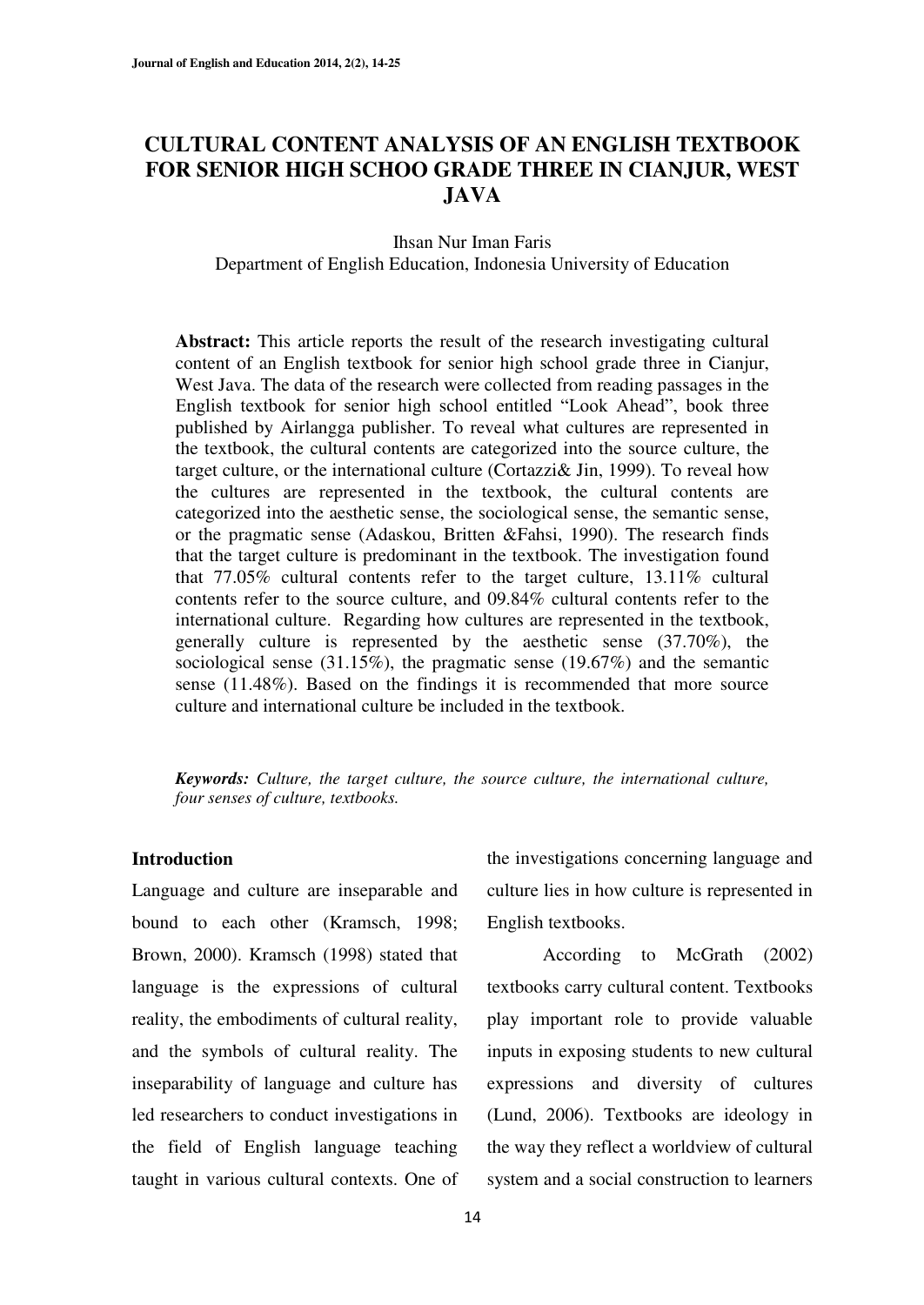# CULTURAL CONTENT ANALYSIS OF AN ENGLISH TEXTBOOK FOR SENIOR HIGH SCHOO GRADE THREE IN CIANJUR, WEST JAVA

Ihsan Nur Iman Faris
Department of English Education, Indonesia University of Education

**Abstract:** This article reports the result of the research investigating cultural content of an English textbook for senior high school grade three in Cianjur, West Java. The data of the research were collected from reading passages in the English textbook for senior high school entitled "Look Ahead", book three published by Airlangga publisher. To reveal what cultures are represented in the textbook, the cultural contents are categorized into the source culture, the target culture, or the international culture (Cortazzi& Jin, 1999). To reveal how the cultures are represented in the textbook, the cultural contents are categorized into the aesthetic sense, the sociological sense, the semantic sense, or the pragmatic sense (Adaskou, Britten &Fahsi, 1990). The research finds that the target culture is predominant in the textbook. The investigation found that 77.05% cultural contents refer to the target culture, 13.11% cultural contents refer to the source culture, and 09.84% cultural contents refer to the international culture. Regarding how cultures are represented in the textbook, generally culture is represented by the aesthetic sense (37.70%), the sociological sense (31.15%), the pragmatic sense (19.67%) and the semantic sense (11.48%). Based on the findings it is recommended that more source culture and international culture be included in the textbook.

***Keywords:*** *Culture, the target culture, the source culture, the international culture, four senses of culture, textbooks.*

## Introduction

Language and culture are inseparable and bound to each other (Kramsch, 1998; Brown, 2000). Kramsch (1998) stated that language is the expressions of cultural reality, the embodiments of cultural reality, and the symbols of cultural reality. The inseparability of language and culture has led researchers to conduct investigations in the field of English language teaching taught in various cultural contexts. One of the investigations concerning language and culture lies in how culture is represented in English textbooks.

According to McGrath (2002) textbooks carry cultural content. Textbooks play important role to provide valuable inputs in exposing students to new cultural expressions and diversity of cultures (Lund, 2006). Textbooks are ideology in the way they reflect a worldview of cultural system and a social construction to learners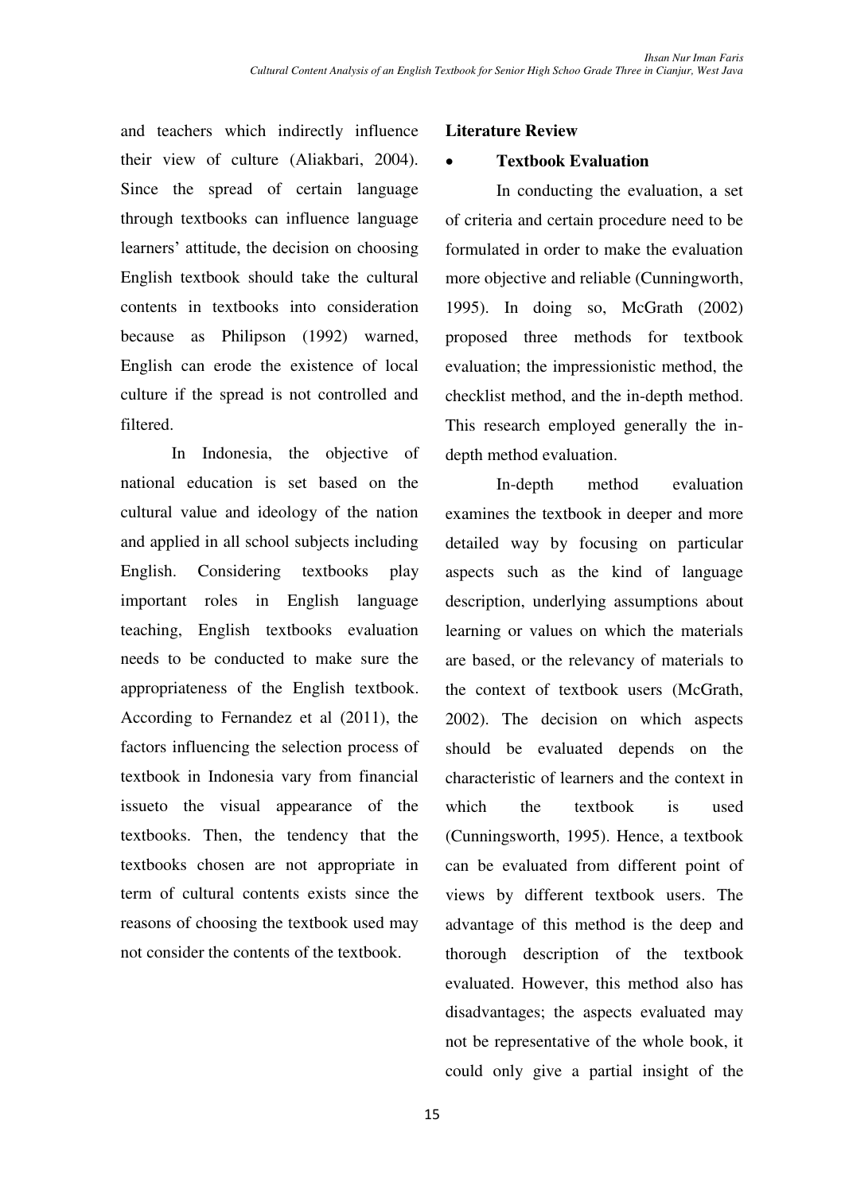and teachers which indirectly influence their view of culture (Aliakbari, 2004). Since the spread of certain language through textbooks can influence language learners' attitude, the decision on choosing English textbook should take the cultural contents in textbooks into consideration because as Philipson (1992) warned, English can erode the existence of local culture if the spread is not controlled and filtered.

In Indonesia, the objective of national education is set based on the cultural value and ideology of the nation and applied in all school subjects including English. Considering textbooks play important roles in English language teaching, English textbooks evaluation needs to be conducted to make sure the appropriateness of the English textbook. According to Fernandez et al (2011), the factors influencing the selection process of textbook in Indonesia vary from financial issueto the visual appearance of the textbooks. Then, the tendency that the textbooks chosen are not appropriate in term of cultural contents exists since the reasons of choosing the textbook used may not consider the contents of the textbook.

## Literature Review

- **Textbook Evaluation**

In conducting the evaluation, a set of criteria and certain procedure need to be formulated in order to make the evaluation more objective and reliable (Cunningworth, 1995). In doing so, McGrath (2002) proposed three methods for textbook evaluation; the impressionistic method, the checklist method, and the in-depth method. This research employed generally the in-depth method evaluation.

In-depth method evaluation examines the textbook in deeper and more detailed way by focusing on particular aspects such as the kind of language description, underlying assumptions about learning or values on which the materials are based, or the relevancy of materials to the context of textbook users (McGrath, 2002). The decision on which aspects should be evaluated depends on the characteristic of learners and the context in which the textbook is used (Cunningsworth, 1995). Hence, a textbook can be evaluated from different point of views by different textbook users. The advantage of this method is the deep and thorough description of the textbook evaluated. However, this method also has disadvantages; the aspects evaluated may not be representative of the whole book, it could only give a partial insight of the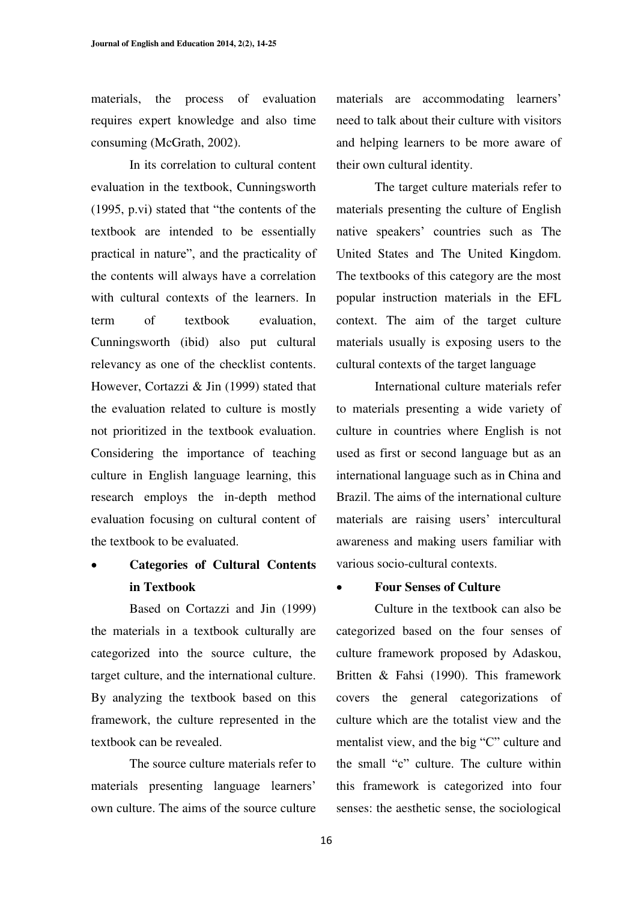materials, the process of evaluation requires expert knowledge and also time consuming (McGrath, 2002).

In its correlation to cultural content evaluation in the textbook, Cunningsworth (1995, p.vi) stated that "the contents of the textbook are intended to be essentially practical in nature", and the practicality of the contents will always have a correlation with cultural contexts of the learners. In term of textbook evaluation, Cunningsworth (ibid) also put cultural relevancy as one of the checklist contents. However, Cortazzi & Jin (1999) stated that the evaluation related to culture is mostly not prioritized in the textbook evaluation. Considering the importance of teaching culture in English language learning, this research employs the in-depth method evaluation focusing on cultural content of the textbook to be evaluated.

- **Categories of Cultural Contents in Textbook**

Based on Cortazzi and Jin (1999) the materials in a textbook culturally are categorized into the source culture, the target culture, and the international culture. By analyzing the textbook based on this framework, the culture represented in the textbook can be revealed.

The source culture materials refer to materials presenting language learners' own culture. The aims of the source culture materials are accommodating learners' need to talk about their culture with visitors and helping learners to be more aware of their own cultural identity.

The target culture materials refer to materials presenting the culture of English native speakers' countries such as The United States and The United Kingdom. The textbooks of this category are the most popular instruction materials in the EFL context. The aim of the target culture materials usually is exposing users to the cultural contexts of the target language

International culture materials refer to materials presenting a wide variety of culture in countries where English is not used as first or second language but as an international language such as in China and Brazil. The aims of the international culture materials are raising users' intercultural awareness and making users familiar with various socio-cultural contexts.

- **Four Senses of Culture**

Culture in the textbook can also be categorized based on the four senses of culture framework proposed by Adaskou, Britten & Fahsi (1990). This framework covers the general categorizations of culture which are the totalist view and the mentalist view, and the big "C" culture and the small "c" culture. The culture within this framework is categorized into four senses: the aesthetic sense, the sociological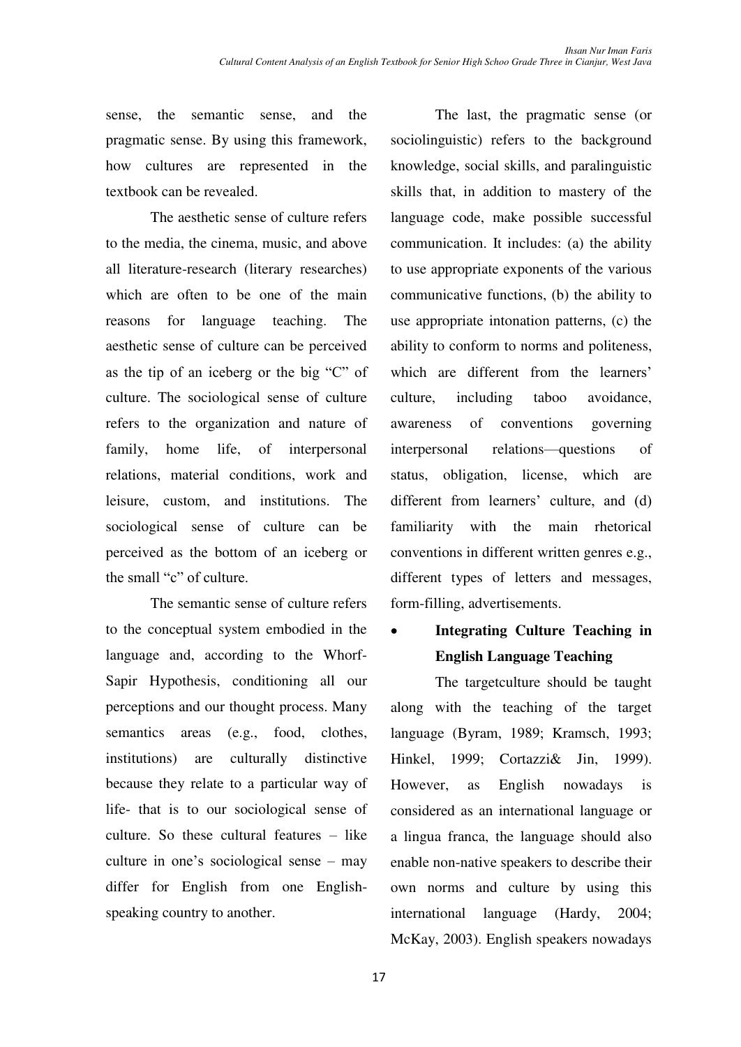sense, the semantic sense, and the pragmatic sense. By using this framework, how cultures are represented in the textbook can be revealed.

The aesthetic sense of culture refers to the media, the cinema, music, and above all literature-research (literary researches) which are often to be one of the main reasons for language teaching. The aesthetic sense of culture can be perceived as the tip of an iceberg or the big "C" of culture. The sociological sense of culture refers to the organization and nature of family, home life, of interpersonal relations, material conditions, work and leisure, custom, and institutions. The sociological sense of culture can be perceived as the bottom of an iceberg or the small "c" of culture.

The semantic sense of culture refers to the conceptual system embodied in the language and, according to the Whorf-Sapir Hypothesis, conditioning all our perceptions and our thought process. Many semantics areas (e.g., food, clothes, institutions) are culturally distinctive because they relate to a particular way of life- that is to our sociological sense of culture. So these cultural features – like culture in one's sociological sense – may differ for English from one English-speaking country to another.

The last, the pragmatic sense (or sociolinguistic) refers to the background knowledge, social skills, and paralinguistic skills that, in addition to mastery of the language code, make possible successful communication. It includes: (a) the ability to use appropriate exponents of the various communicative functions, (b) the ability to use appropriate intonation patterns, (c) the ability to conform to norms and politeness, which are different from the learners' culture, including taboo avoidance, awareness of conventions governing interpersonal relations—questions of status, obligation, license, which are different from learners' culture, and (d) familiarity with the main rhetorical conventions in different written genres e.g., different types of letters and messages, form-filling, advertisements.

- **Integrating Culture Teaching in English Language Teaching**

The targetculture should be taught along with the teaching of the target language (Byram, 1989; Kramsch, 1993; Hinkel, 1999; Cortazzi& Jin, 1999). However, as English nowadays is considered as an international language or a lingua franca, the language should also enable non-native speakers to describe their own norms and culture by using this international language (Hardy, 2004; McKay, 2003). English speakers nowadays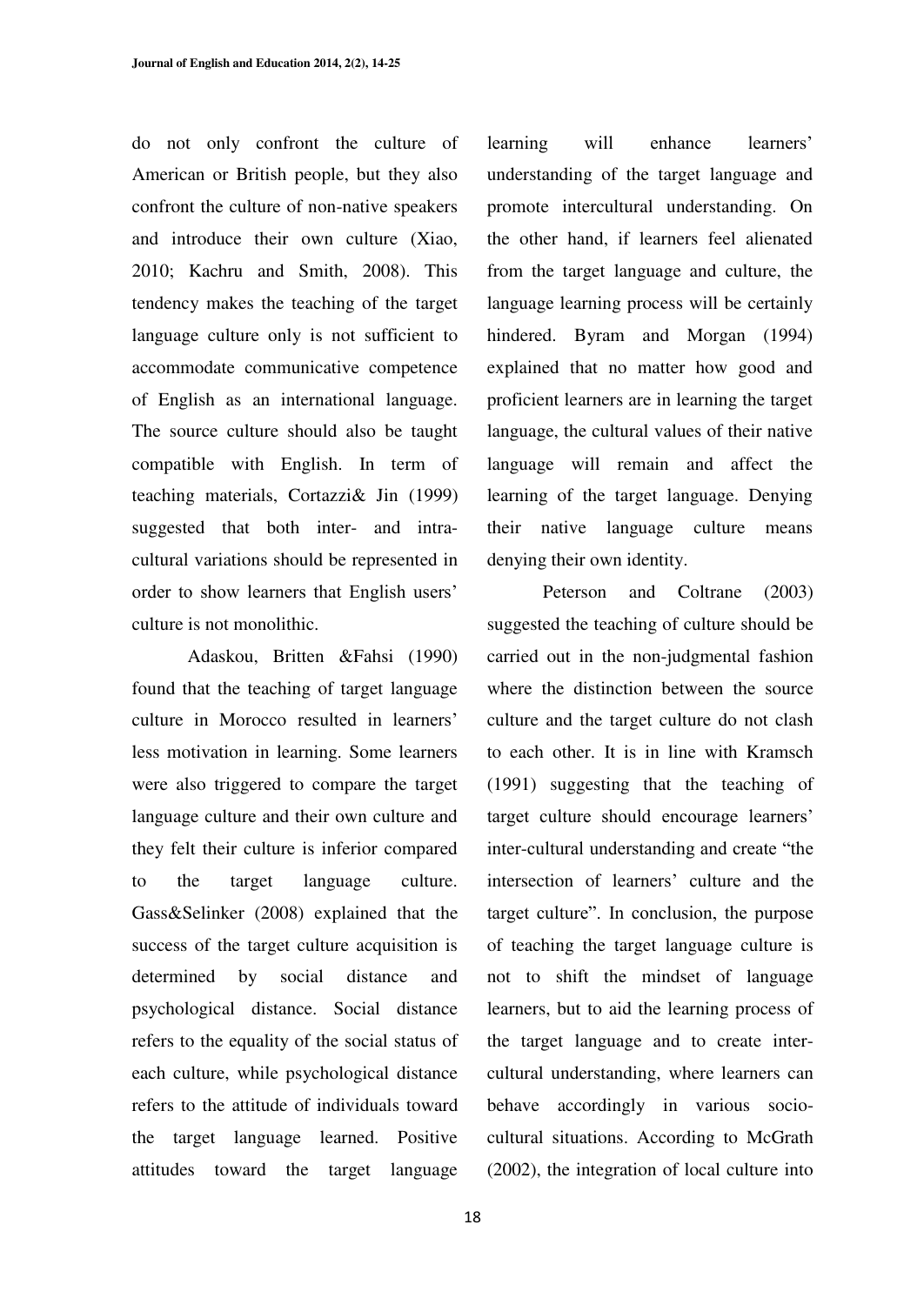do not only confront the culture of American or British people, but they also confront the culture of non-native speakers and introduce their own culture (Xiao, 2010; Kachru and Smith, 2008). This tendency makes the teaching of the target language culture only is not sufficient to accommodate communicative competence of English as an international language. The source culture should also be taught compatible with English. In term of teaching materials, Cortazzi& Jin (1999) suggested that both inter- and intra-cultural variations should be represented in order to show learners that English users' culture is not monolithic.

Adaskou, Britten &Fahsi (1990) found that the teaching of target language culture in Morocco resulted in learners' less motivation in learning. Some learners were also triggered to compare the target language culture and their own culture and they felt their culture is inferior compared to the target language culture. Gass&Selinker (2008) explained that the success of the target culture acquisition is determined by social distance and psychological distance. Social distance refers to the equality of the social status of each culture, while psychological distance refers to the attitude of individuals toward the target language learned. Positive attitudes toward the target language learning will enhance learners' understanding of the target language and promote intercultural understanding. On the other hand, if learners feel alienated from the target language and culture, the language learning process will be certainly hindered. Byram and Morgan (1994) explained that no matter how good and proficient learners are in learning the target language, the cultural values of their native language will remain and affect the learning of the target language. Denying their native language culture means denying their own identity.

Peterson and Coltrane (2003) suggested the teaching of culture should be carried out in the non-judgmental fashion where the distinction between the source culture and the target culture do not clash to each other. It is in line with Kramsch (1991) suggesting that the teaching of target culture should encourage learners' inter-cultural understanding and create "the intersection of learners' culture and the target culture". In conclusion, the purpose of teaching the target language culture is not to shift the mindset of language learners, but to aid the learning process of the target language and to create inter-cultural understanding, where learners can behave accordingly in various socio-cultural situations. According to McGrath (2002), the integration of local culture into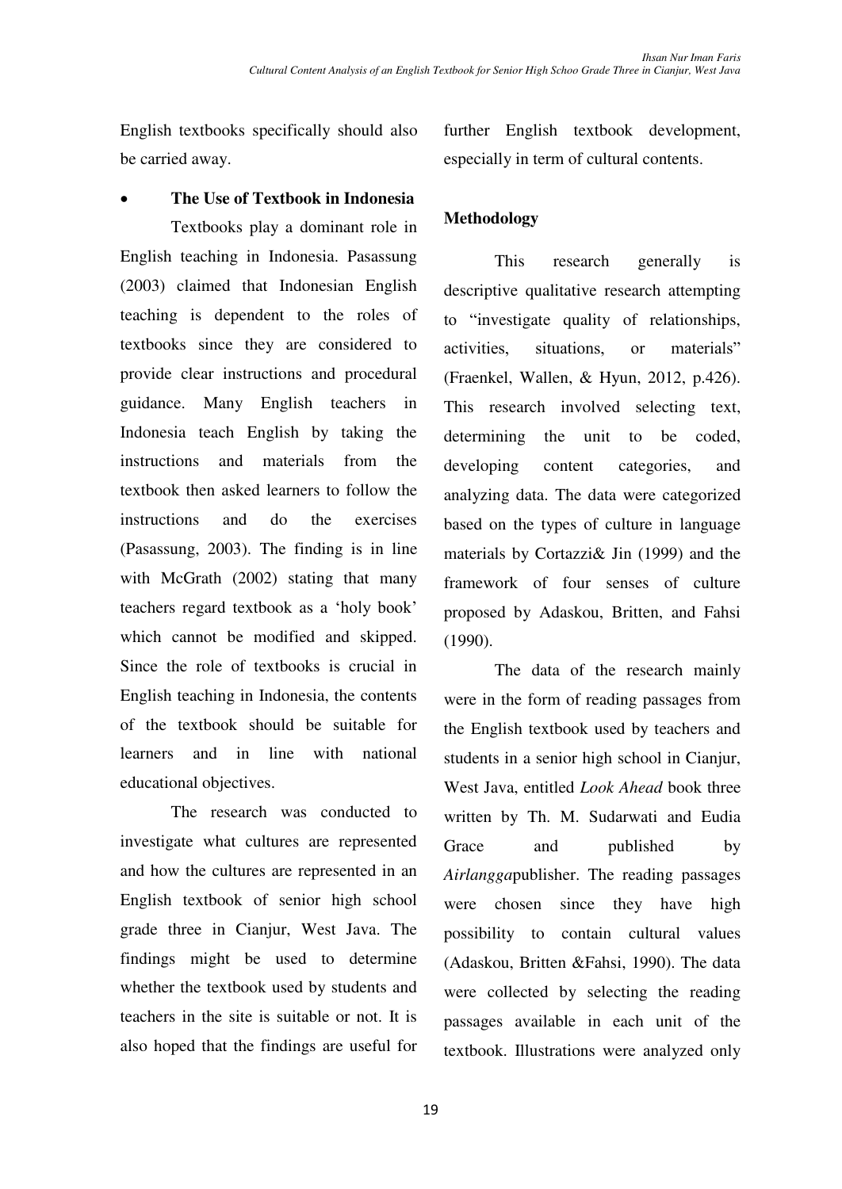English textbooks specifically should also be carried away.

- **The Use of Textbook in Indonesia**

Textbooks play a dominant role in English teaching in Indonesia. Pasassung (2003) claimed that Indonesian English teaching is dependent to the roles of textbooks since they are considered to provide clear instructions and procedural guidance. Many English teachers in Indonesia teach English by taking the instructions and materials from the textbook then asked learners to follow the instructions and do the exercises (Pasassung, 2003). The finding is in line with McGrath (2002) stating that many teachers regard textbook as a 'holy book' which cannot be modified and skipped. Since the role of textbooks is crucial in English teaching in Indonesia, the contents of the textbook should be suitable for learners and in line with national educational objectives.

The research was conducted to investigate what cultures are represented and how the cultures are represented in an English textbook of senior high school grade three in Cianjur, West Java. The findings might be used to determine whether the textbook used by students and teachers in the site is suitable or not. It is also hoped that the findings are useful for further English textbook development, especially in term of cultural contents.

## Methodology

This research generally is descriptive qualitative research attempting to "investigate quality of relationships, activities, situations, or materials" (Fraenkel, Wallen, & Hyun, 2012, p.426). This research involved selecting text, determining the unit to be coded, developing content categories, and analyzing data. The data were categorized based on the types of culture in language materials by Cortazzi& Jin (1999) and the framework of four senses of culture proposed by Adaskou, Britten, and Fahsi (1990).

The data of the research mainly were in the form of reading passages from the English textbook used by teachers and students in a senior high school in Cianjur, West Java, entitled *Look Ahead* book three written by Th. M. Sudarwati and Eudia Grace and published by *Airlangga*publisher. The reading passages were chosen since they have high possibility to contain cultural values (Adaskou, Britten &Fahsi, 1990). The data were collected by selecting the reading passages available in each unit of the textbook. Illustrations were analyzed only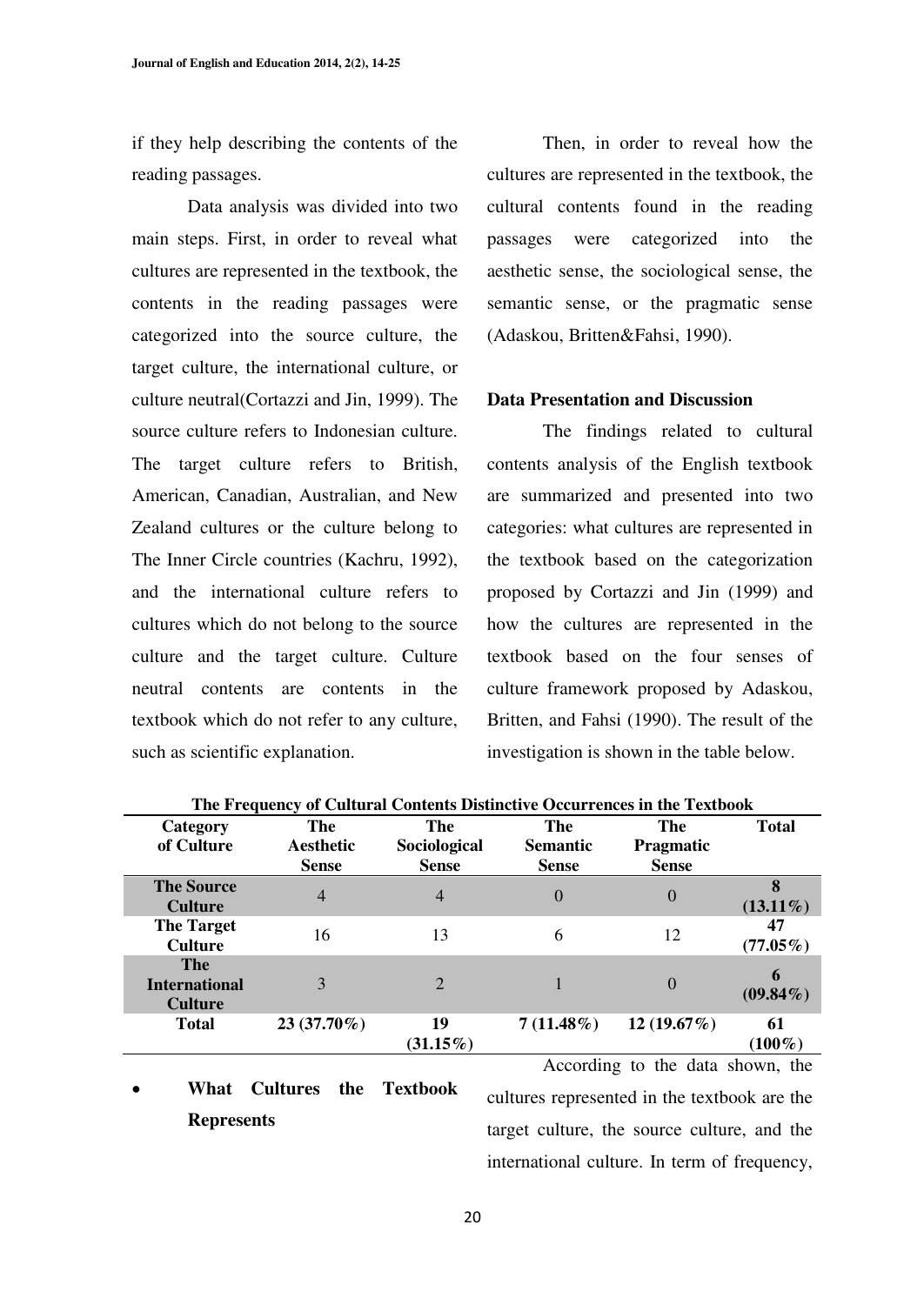if they help describing the contents of the reading passages.

Data analysis was divided into two main steps. First, in order to reveal what cultures are represented in the textbook, the contents in the reading passages were categorized into the source culture, the target culture, the international culture, or culture neutral(Cortazzi and Jin, 1999). The source culture refers to Indonesian culture. The target culture refers to British, American, Canadian, Australian, and New Zealand cultures or the culture belong to The Inner Circle countries (Kachru, 1992), and the international culture refers to cultures which do not belong to the source culture and the target culture. Culture neutral contents are contents in the textbook which do not refer to any culture, such as scientific explanation.

Then, in order to reveal how the cultures are represented in the textbook, the cultural contents found in the reading passages were categorized into the aesthetic sense, the sociological sense, the semantic sense, or the pragmatic sense (Adaskou, Britten&Fahsi, 1990).

**Data Presentation and Discussion**

The findings related to cultural contents analysis of the English textbook are summarized and presented into two categories: what cultures are represented in the textbook based on the categorization proposed by Cortazzi and Jin (1999) and how the cultures are represented in the textbook based on the four senses of culture framework proposed by Adaskou, Britten, and Fahsi (1990). The result of the investigation is shown in the table below.

**The Frequency of Cultural Contents Distinctive Occurrences in the Textbook**

| Category of Culture | The Aesthetic Sense | The Sociological Sense | The Semantic Sense | The Pragmatic Sense | Total |
|---|---|---|---|---|---|
| **The Source Culture** | 4 | 4 | 0 | 0 | **8 (13.11%)** |
| **The Target Culture** | 16 | 13 | 6 | 12 | **47 (77.05%)** |
| **The International Culture** | 3 | 2 | 1 | 0 | **6 (09.84%)** |
| **Total** | **23 (37.70%)** | **19 (31.15%)** | **7 (11.48%)** | **12 (19.67%)** | **61 (100%)** |

- **What Cultures the Textbook Represents**

According to the data shown, the cultures represented in the textbook are the target culture, the source culture, and the international culture. In term of frequency,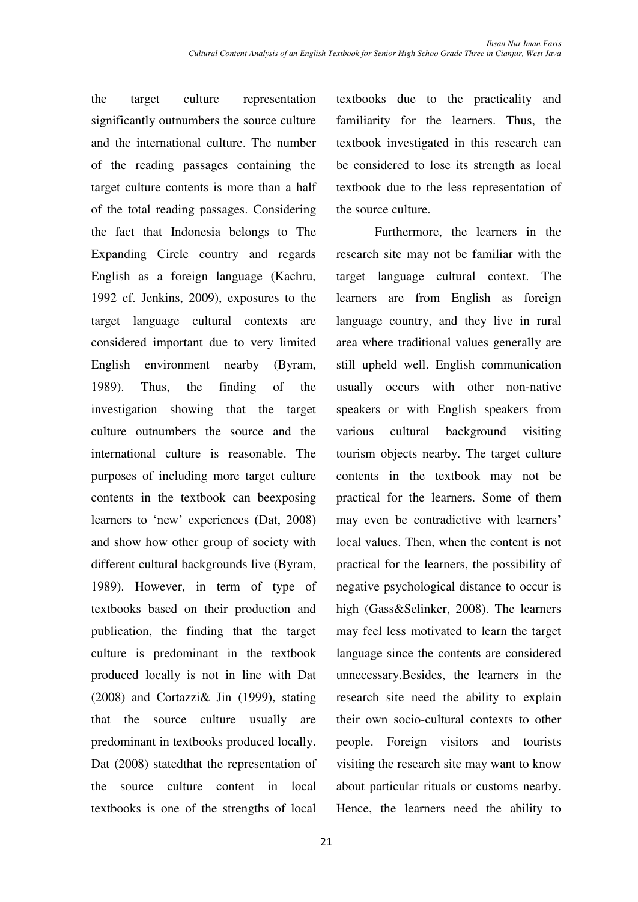the target culture representation significantly outnumbers the source culture and the international culture. The number of the reading passages containing the target culture contents is more than a half of the total reading passages. Considering the fact that Indonesia belongs to The Expanding Circle country and regards English as a foreign language (Kachru, 1992 cf. Jenkins, 2009), exposures to the target language cultural contexts are considered important due to very limited English environment nearby (Byram, 1989). Thus, the finding of the investigation showing that the target culture outnumbers the source and the international culture is reasonable. The purposes of including more target culture contents in the textbook can beexposing learners to 'new' experiences (Dat, 2008) and show how other group of society with different cultural backgrounds live (Byram, 1989). However, in term of type of textbooks based on their production and publication, the finding that the target culture is predominant in the textbook produced locally is not in line with Dat (2008) and Cortazzi& Jin (1999), stating that the source culture usually are predominant in textbooks produced locally. Dat (2008) statedthat the representation of the source culture content in local textbooks is one of the strengths of local textbooks due to the practicality and familiarity for the learners. Thus, the textbook investigated in this research can be considered to lose its strength as local textbook due to the less representation of the source culture.

Furthermore, the learners in the research site may not be familiar with the target language cultural context. The learners are from English as foreign language country, and they live in rural area where traditional values generally are still upheld well. English communication usually occurs with other non-native speakers or with English speakers from various cultural background visiting tourism objects nearby. The target culture contents in the textbook may not be practical for the learners. Some of them may even be contradictive with learners' local values. Then, when the content is not practical for the learners, the possibility of negative psychological distance to occur is high (Gass&Selinker, 2008). The learners may feel less motivated to learn the target language since the contents are considered unnecessary.Besides, the learners in the research site need the ability to explain their own socio-cultural contexts to other people. Foreign visitors and tourists visiting the research site may want to know about particular rituals or customs nearby. Hence, the learners need the ability to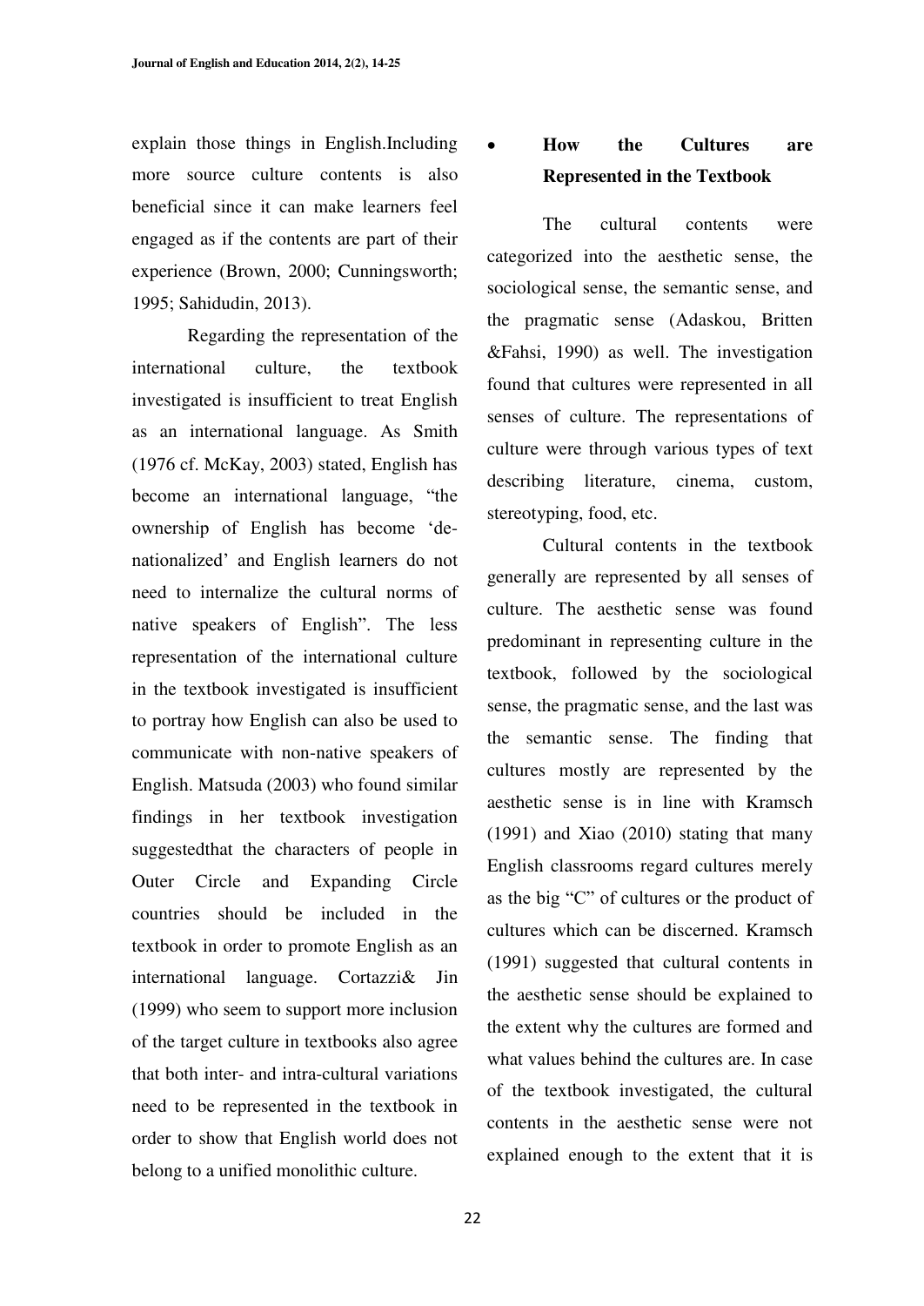explain those things in English.Including more source culture contents is also beneficial since it can make learners feel engaged as if the contents are part of their experience (Brown, 2000; Cunningsworth; 1995; Sahidudin, 2013).

Regarding the representation of the international culture, the textbook investigated is insufficient to treat English as an international language. As Smith (1976 cf. McKay, 2003) stated, English has become an international language, "the ownership of English has become 'de-nationalized' and English learners do not need to internalize the cultural norms of native speakers of English". The less representation of the international culture in the textbook investigated is insufficient to portray how English can also be used to communicate with non-native speakers of English. Matsuda (2003) who found similar findings in her textbook investigation suggestedthat the characters of people in Outer Circle and Expanding Circle countries should be included in the textbook in order to promote English as an international language. Cortazzi& Jin (1999) who seem to support more inclusion of the target culture in textbooks also agree that both inter- and intra-cultural variations need to be represented in the textbook in order to show that English world does not belong to a unified monolithic culture.

- **How the Cultures are Represented in the Textbook**

The cultural contents were categorized into the aesthetic sense, the sociological sense, the semantic sense, and the pragmatic sense (Adaskou, Britten &Fahsi, 1990) as well. The investigation found that cultures were represented in all senses of culture. The representations of culture were through various types of text describing literature, cinema, custom, stereotyping, food, etc.

Cultural contents in the textbook generally are represented by all senses of culture. The aesthetic sense was found predominant in representing culture in the textbook, followed by the sociological sense, the pragmatic sense, and the last was the semantic sense. The finding that cultures mostly are represented by the aesthetic sense is in line with Kramsch (1991) and Xiao (2010) stating that many English classrooms regard cultures merely as the big "C" of cultures or the product of cultures which can be discerned. Kramsch (1991) suggested that cultural contents in the aesthetic sense should be explained to the extent why the cultures are formed and what values behind the cultures are. In case of the textbook investigated, the cultural contents in the aesthetic sense were not explained enough to the extent that it is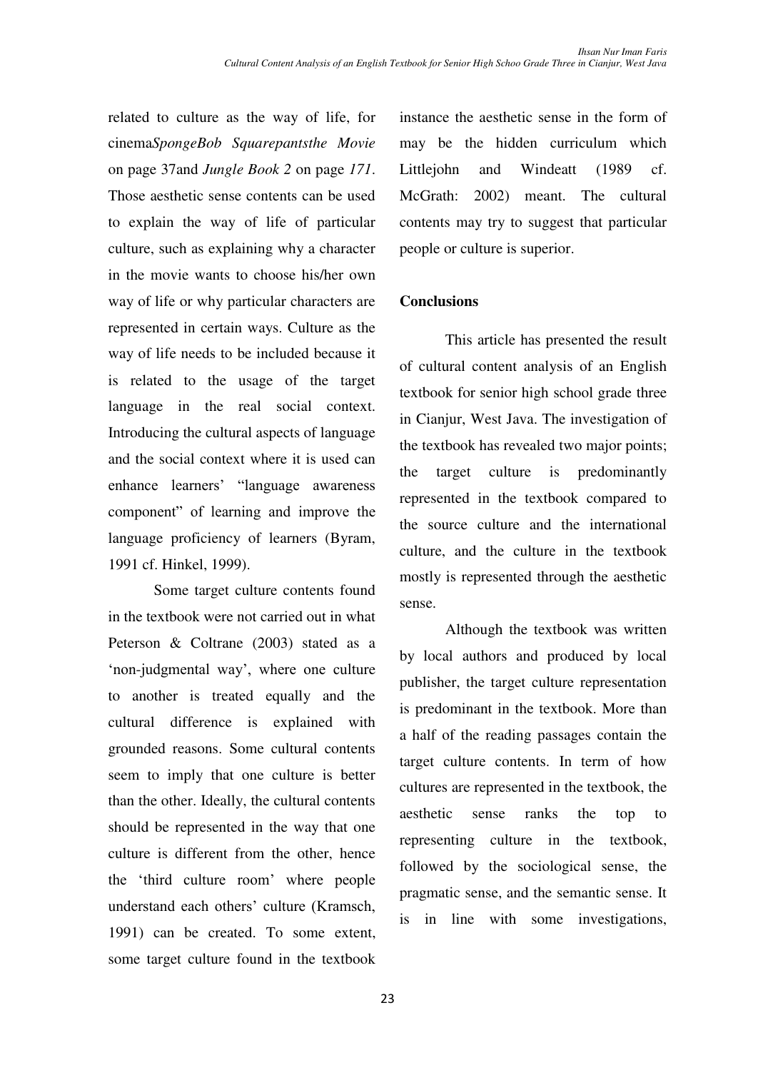related to culture as the way of life, for cinema*SpongeBob Squarepantsthe Movie* on page 37and *Jungle Book 2* on page *171*. Those aesthetic sense contents can be used to explain the way of life of particular culture, such as explaining why a character in the movie wants to choose his/her own way of life or why particular characters are represented in certain ways. Culture as the way of life needs to be included because it is related to the usage of the target language in the real social context. Introducing the cultural aspects of language and the social context where it is used can enhance learners' "language awareness component" of learning and improve the language proficiency of learners (Byram, 1991 cf. Hinkel, 1999).

Some target culture contents found in the textbook were not carried out in what Peterson & Coltrane (2003) stated as a 'non-judgmental way', where one culture to another is treated equally and the cultural difference is explained with grounded reasons. Some cultural contents seem to imply that one culture is better than the other. Ideally, the cultural contents should be represented in the way that one culture is different from the other, hence the 'third culture room' where people understand each others' culture (Kramsch, 1991) can be created. To some extent, some target culture found in the textbook instance the aesthetic sense in the form of may be the hidden curriculum which Littlejohn and Windeatt (1989 cf. McGrath: 2002) meant. The cultural contents may try to suggest that particular people or culture is superior.

**Conclusions**

This article has presented the result of cultural content analysis of an English textbook for senior high school grade three in Cianjur, West Java. The investigation of the textbook has revealed two major points; the target culture is predominantly represented in the textbook compared to the source culture and the international culture, and the culture in the textbook mostly is represented through the aesthetic sense.

Although the textbook was written by local authors and produced by local publisher, the target culture representation is predominant in the textbook. More than a half of the reading passages contain the target culture contents. In term of how cultures are represented in the textbook, the aesthetic sense ranks the top to representing culture in the textbook, followed by the sociological sense, the pragmatic sense, and the semantic sense. It is in line with some investigations,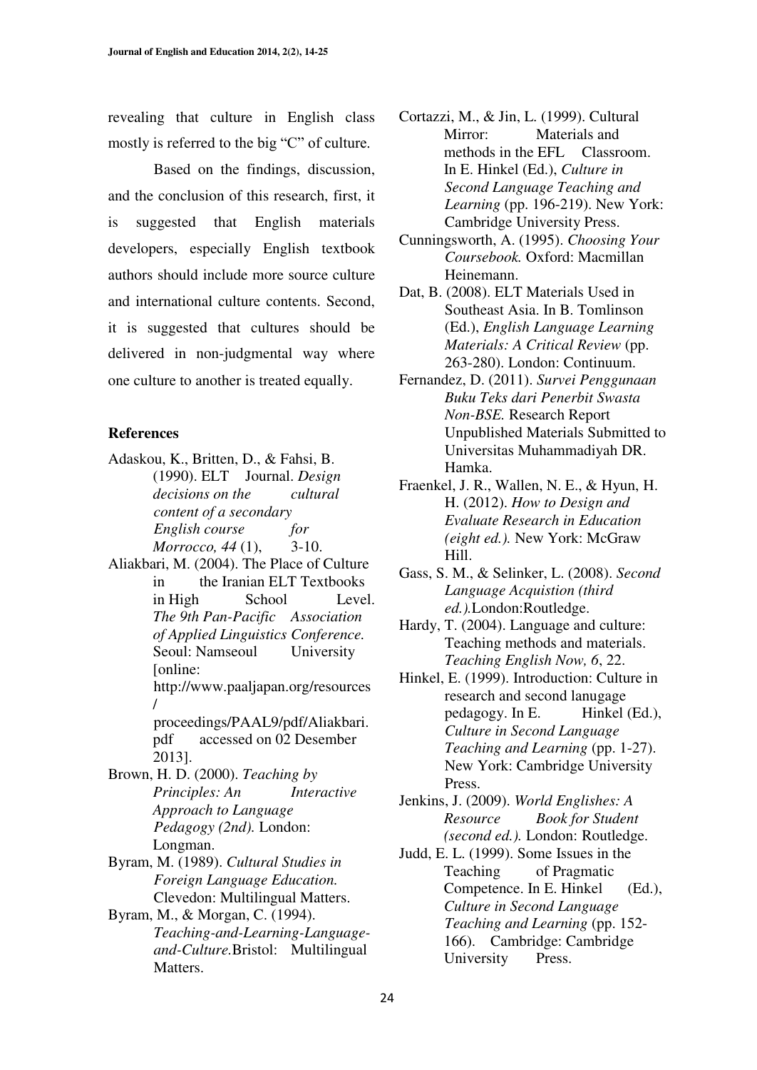revealing that culture in English class mostly is referred to the big "C" of culture.

Based on the findings, discussion, and the conclusion of this research, first, it is suggested that English materials developers, especially English textbook authors should include more source culture and international culture contents. Second, it is suggested that cultures should be delivered in non-judgmental way where one culture to another is treated equally.

## References

Adaskou, K., Britten, D., & Fahsi, B. (1990). ELT Journal. *Design decisions on the cultural content of a secondary English course for Morrocco, 44* (1), 3-10.

Aliakbari, M. (2004). The Place of Culture in the Iranian ELT Textbooks in High School Level. *The 9th Pan-Pacific Association of Applied Linguistics Conference.* Seoul: Namseoul University [online: http://www.paaljapan.org/resources/proceedings/PAAL9/pdf/Aliakbari.pdf accessed on 02 Desember 2013].

Brown, H. D. (2000). *Teaching by Principles: An Interactive Approach to Language Pedagogy (2nd).* London: Longman.

Byram, M. (1989). *Cultural Studies in Foreign Language Education.* Clevedon: Multilingual Matters.

Byram, M., & Morgan, C. (1994). *Teaching-and-Learning-Language-and-Culture.*Bristol: Multilingual Matters.

Cortazzi, M., & Jin, L. (1999). Cultural Mirror: Materials and methods in the EFL Classroom. In E. Hinkel (Ed.), *Culture in Second Language Teaching and Learning* (pp. 196-219). New York: Cambridge University Press.

Cunningsworth, A. (1995). *Choosing Your Coursebook.* Oxford: Macmillan Heinemann.

Dat, B. (2008). ELT Materials Used in Southeast Asia. In B. Tomlinson (Ed.), *English Language Learning Materials: A Critical Review* (pp. 263-280). London: Continuum.

Fernandez, D. (2011). *Survei Penggunaan Buku Teks dari Penerbit Swasta Non-BSE.* Research Report Unpublished Materials Submitted to Universitas Muhammadiyah DR. Hamka.

Fraenkel, J. R., Wallen, N. E., & Hyun, H. H. (2012). *How to Design and Evaluate Research in Education (eight ed.).* New York: McGraw Hill.

Gass, S. M., & Selinker, L. (2008). *Second Language Acquistion (third ed.).*London:Routledge.

Hardy, T. (2004). Language and culture: Teaching methods and materials. *Teaching English Now, 6*, 22.

Hinkel, E. (1999). Introduction: Culture in research and second lanugage pedagogy. In E. Hinkel (Ed.), *Culture in Second Language Teaching and Learning* (pp. 1-27). New York: Cambridge University Press.

Jenkins, J. (2009). *World Englishes: A Resource Book for Student (second ed.).* London: Routledge.

Judd, E. L. (1999). Some Issues in the Teaching of Pragmatic Competence. In E. Hinkel (Ed.), *Culture in Second Language Teaching and Learning* (pp. 152-166). Cambridge: Cambridge University Press.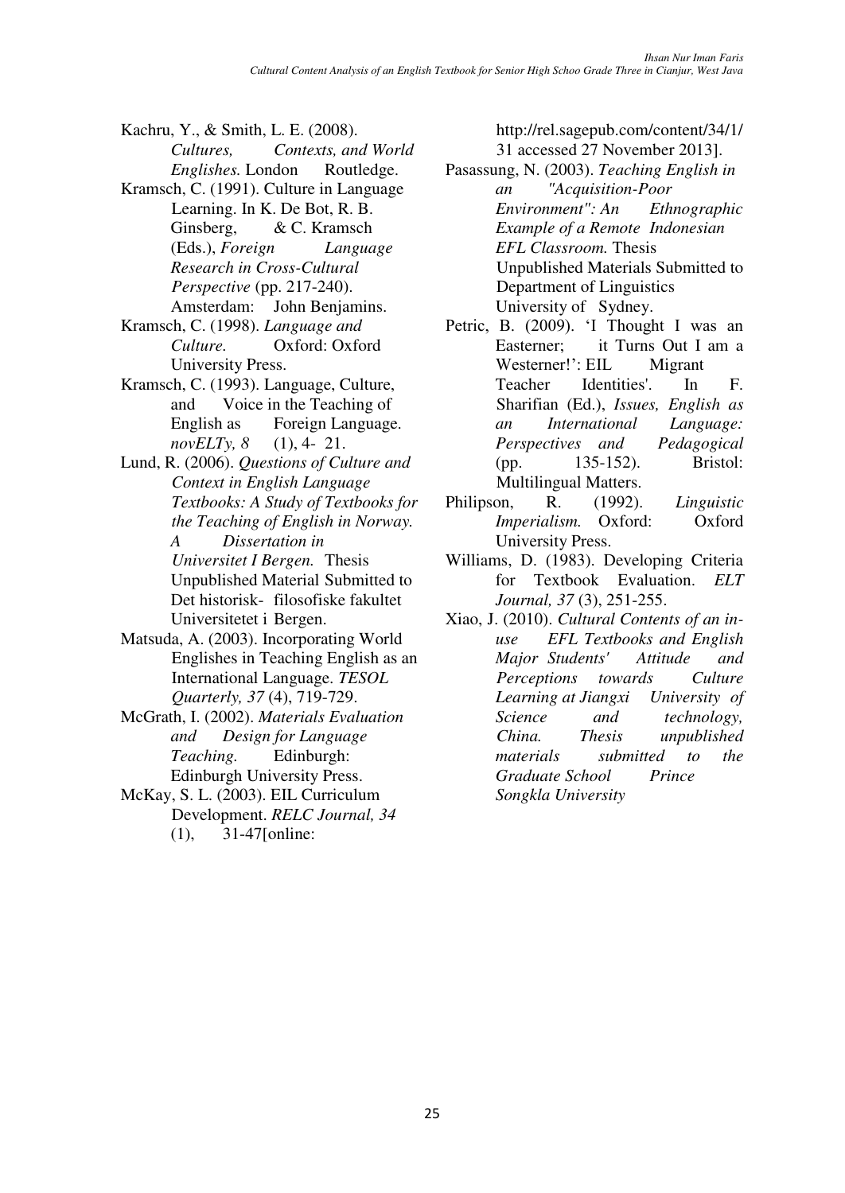Kachru, Y., & Smith, L. E. (2008). *Cultures, Contexts, and World Englishes.* London Routledge.

Kramsch, C. (1991). Culture in Language Learning. In K. De Bot, R. B. Ginsberg, & C. Kramsch (Eds.), *Foreign Language Research in Cross-Cultural Perspective* (pp. 217-240). Amsterdam: John Benjamins.

Kramsch, C. (1998). *Language and Culture.* Oxford: Oxford University Press.

Kramsch, C. (1993). Language, Culture, and Voice in the Teaching of English as Foreign Language. *novELTy, 8* (1), 4- 21.

Lund, R. (2006). *Questions of Culture and Context in English Language Textbooks: A Study of Textbooks for the Teaching of English in Norway. A Dissertation in Universitet I Bergen.* Thesis Unpublished Material Submitted to Det historisk- filosofiske fakultet Universitetet i Bergen.

Matsuda, A. (2003). Incorporating World Englishes in Teaching English as an International Language. *TESOL Quarterly, 37* (4), 719-729.

McGrath, I. (2002). *Materials Evaluation and Design for Language Teaching.* Edinburgh: Edinburgh University Press.

McKay, S. L. (2003). EIL Curriculum Development. *RELC Journal, 34* (1), 31-47[online: http://rel.sagepub.com/content/34/1/31 accessed 27 November 2013].

Pasassung, N. (2003). *Teaching English in an "Acquisition-Poor Environment": An Ethnographic Example of a Remote Indonesian EFL Classroom.* Thesis Unpublished Materials Submitted to Department of Linguistics University of Sydney.

Petric, B. (2009). 'I Thought I was an Easterner; it Turns Out I am a Westerner!': EIL Migrant Teacher Identities'. In F. Sharifian (Ed.), *Issues, English as an International Language: Perspectives and Pedagogical* (pp. 135-152). Bristol: Multilingual Matters.

Philipson, R. (1992). *Linguistic Imperialism.* Oxford: Oxford University Press.

Williams, D. (1983). Developing Criteria for Textbook Evaluation. *ELT Journal, 37* (3), 251-255.

Xiao, J. (2010). *Cultural Contents of an in-use EFL Textbooks and English Major Students' Attitude and Perceptions towards Culture Learning at Jiangxi University of Science and technology, China. Thesis unpublished materials submitted to the Graduate School Prince Songkla University*